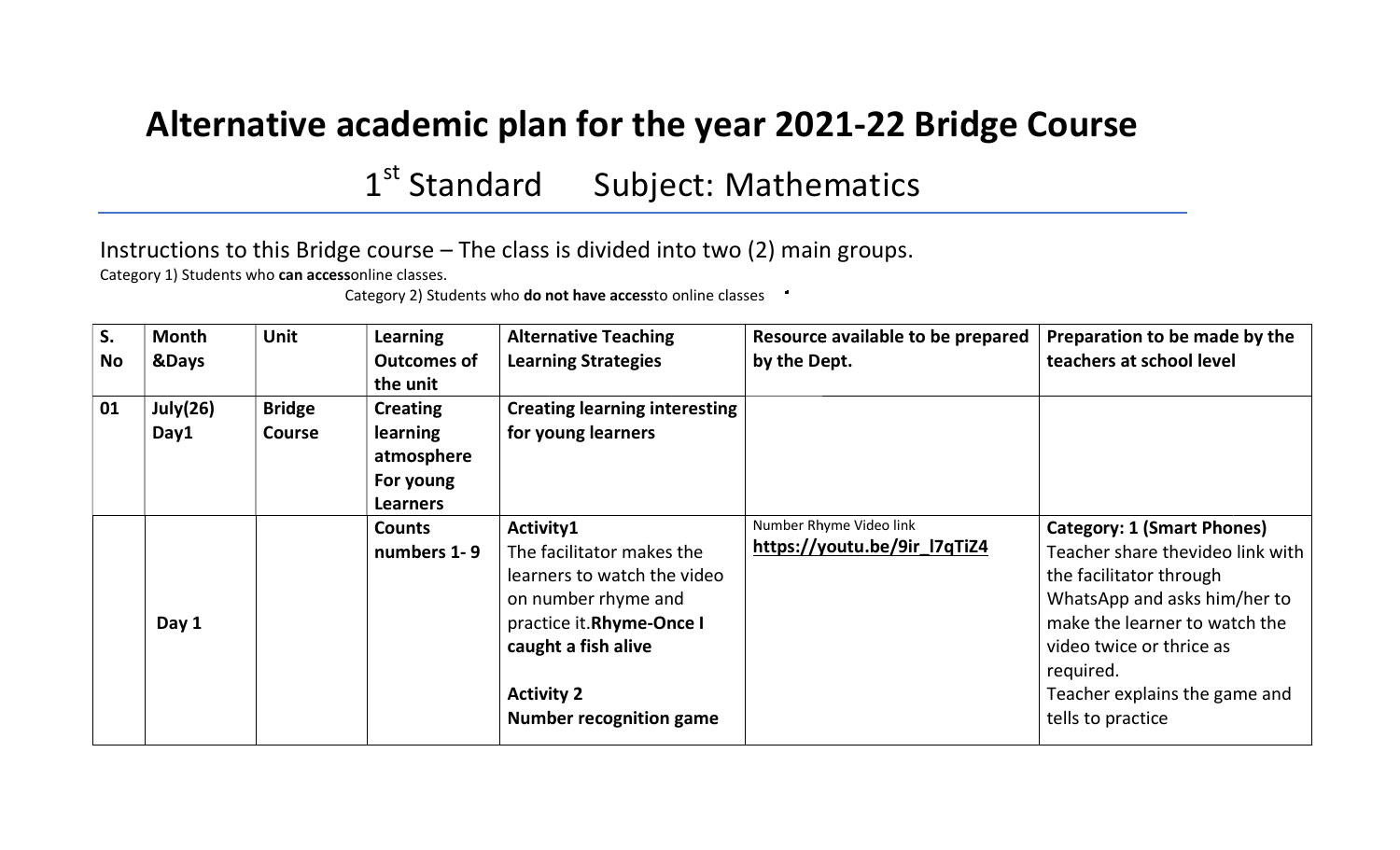# Alternative academic plan for the year 2021-22 Bridge Course

## 1st Standard Subject: Mathematics

Instructions to this Bridge course – The class is divided into two (2) main groups.

Category 1) Students who **can access**online classes.

Category 2) Students who **do not have access**to online classes

| S. No | Month &Days | Unit | Learning Outcomes of the unit | Alternative Teaching Learning Strategies | Resource available to be prepared by the Dept. | Preparation to be made by the teachers at school level |
|---|---|---|---|---|---|---|
| **01** | **July(26) Day1** | **Bridge Course** | **Creating learning atmosphere For young Learners** | **Creating learning interesting for young learners** | | |
| | **Day 1** | | **Counts numbers 1- 9** | **Activity1**<br>The facilitator makes the learners to watch the video on number rhyme and practice it.**Rhyme-Once I caught a fish alive**<br><br>**Activity 2**<br>**Number recognition game** | Number Rhyme Video link<br>**https://youtu.be/9ir_l7qTiZ4** | **Category: 1 (Smart Phones)**<br>Teacher share thevideo link with the facilitator through WhatsApp and asks him/her to make the learner to watch the video twice or thrice as required.<br>Teacher explains the game and tells to practice |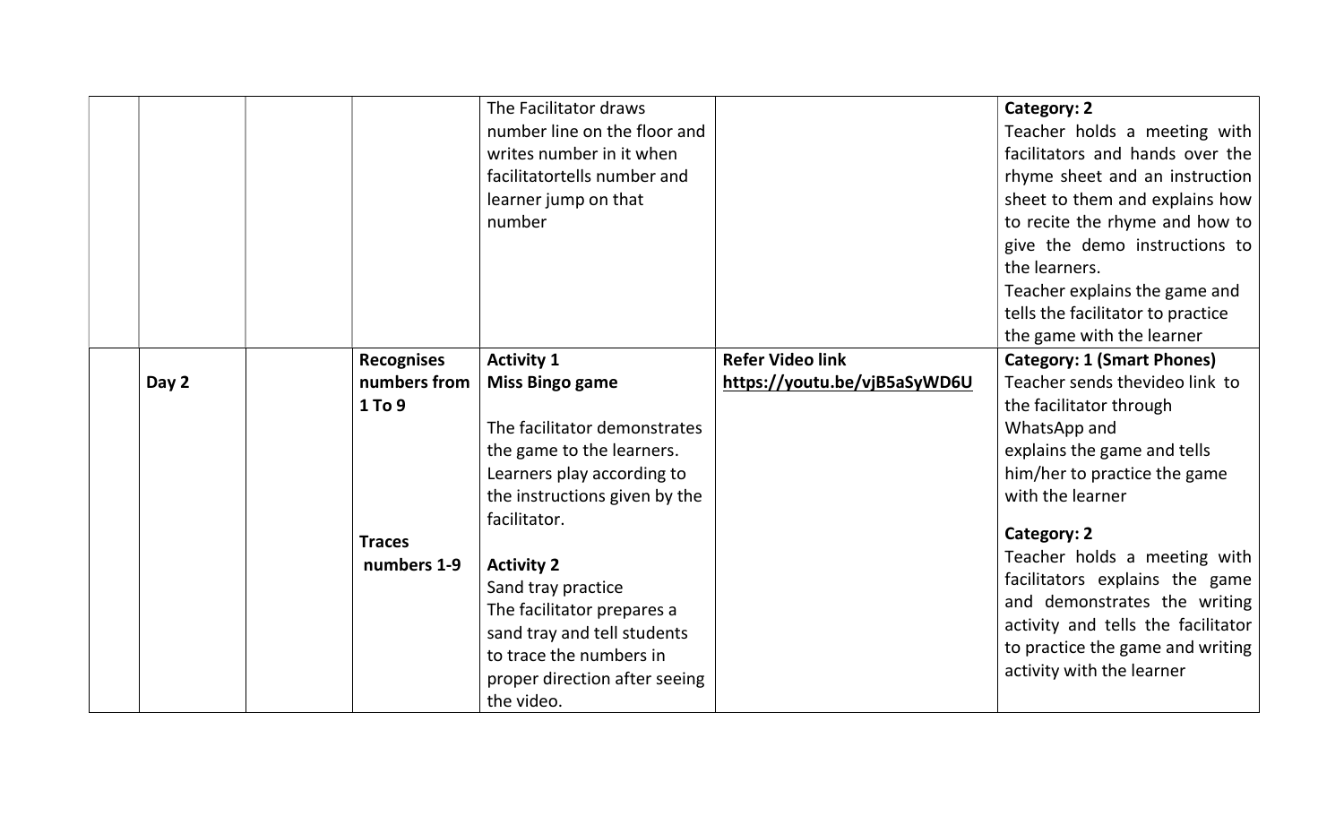|  |  |  |  |  |  |  |
|---|---|---|---|---|---|---|
|  |  |  |  | The Facilitator draws number line on the floor and writes number in it when facilitatortells number and learner jump on that number |  | **Category: 2**<br>Teacher holds a meeting with facilitators and hands over the rhyme sheet and an instruction sheet to them and explains how to recite the rhyme and how to give the demo instructions to the learners.<br>Teacher explains the game and tells the facilitator to practice the game with the learner |
|  | **Day 2** |  | **Recognises numbers from 1 To 9**<br><br>**Traces numbers 1-9** | **Activity 1**<br>**Miss Bingo game**<br><br>The facilitator demonstrates the game to the learners. Learners play according to the instructions given by the facilitator.<br><br>**Activity 2**<br>Sand tray practice<br>The facilitator prepares a sand tray and tell students to trace the numbers in proper direction after seeing the video. | **Refer Video link**<br>**https://youtu.be/vjB5aSyWD6U** | **Category: 1 (Smart Phones)**<br>Teacher sends thevideo link to the facilitator through WhatsApp and explains the game and tells him/her to practice the game with the learner<br><br>**Category: 2**<br>Teacher holds a meeting with facilitators explains the game and demonstrates the writing activity and tells the facilitator to practice the game and writing activity with the learner |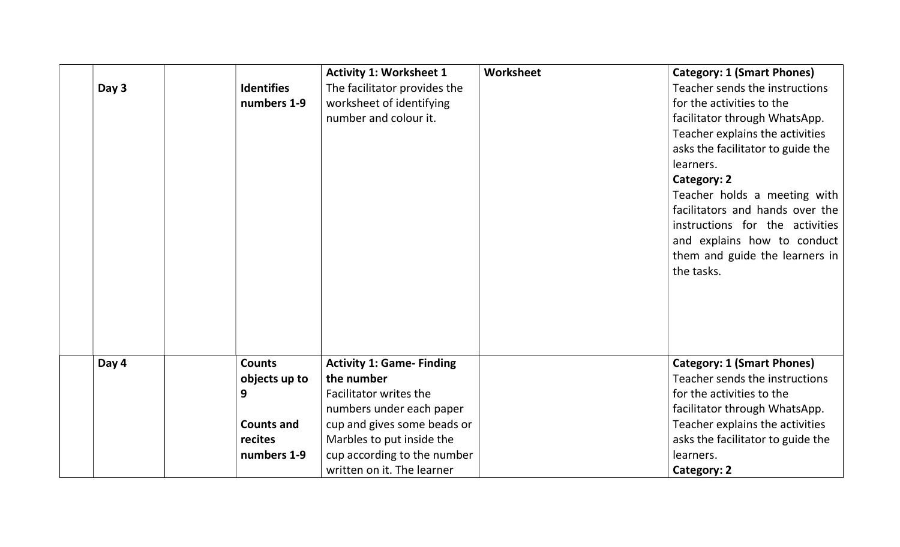|  |  |  |  |  |  |  |
|---|---|---|---|---|---|---|
|  | **Day 3** |  | **Identifies numbers 1-9** | **Activity 1: Worksheet 1**<br>The facilitator provides the worksheet of identifying number and colour it. | **Worksheet** | **Category: 1 (Smart Phones)**<br>Teacher sends the instructions for the activities to the facilitator through WhatsApp. Teacher explains the activities asks the facilitator to guide the learners.<br>**Category: 2**<br>Teacher holds a meeting with facilitators and hands over the instructions for the activities and explains how to conduct them and guide the learners in the tasks. |
|  | **Day 4** |  | **Counts objects up to 9**<br><br>**Counts and recites numbers 1-9** | **Activity 1: Game- Finding the number**<br>Facilitator writes the numbers under each paper cup and gives some beads or Marbles to put inside the cup according to the number written on it. The learner |  | **Category: 1 (Smart Phones)**<br>Teacher sends the instructions for the activities to the facilitator through WhatsApp. Teacher explains the activities asks the facilitator to guide the learners.<br>**Category: 2** |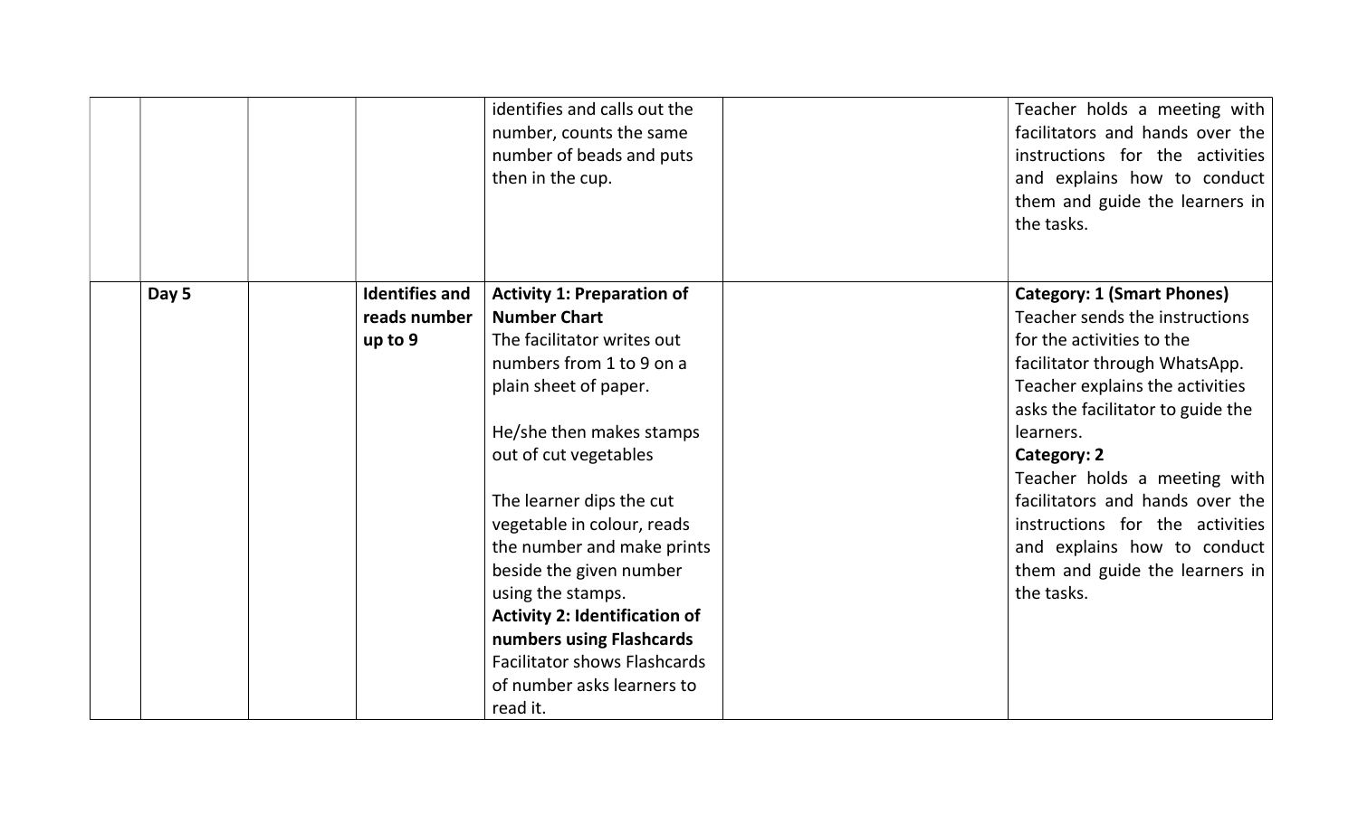| | | | | | | |
|---|---|---|---|---|---|---|
| | | | | identifies and calls out the number, counts the same number of beads and puts then in the cup. | | Teacher holds a meeting with facilitators and hands over the instructions for the activities and explains how to conduct them and guide the learners in the tasks. |
| | **Day 5** | | **Identifies and reads number up to 9** | **Activity 1: Preparation of Number Chart**<br>The facilitator writes out numbers from 1 to 9 on a plain sheet of paper.<br><br>He/she then makes stamps out of cut vegetables<br><br>The learner dips the cut vegetable in colour, reads the number and make prints beside the given number using the stamps.<br>**Activity 2: Identification of numbers using Flashcards**<br>Facilitator shows Flashcards of number asks learners to read it. | | **Category: 1 (Smart Phones)**<br>Teacher sends the instructions for the activities to the facilitator through WhatsApp. Teacher explains the activities asks the facilitator to guide the learners.<br>**Category: 2**<br>Teacher holds a meeting with facilitators and hands over the instructions for the activities and explains how to conduct them and guide the learners in the tasks. |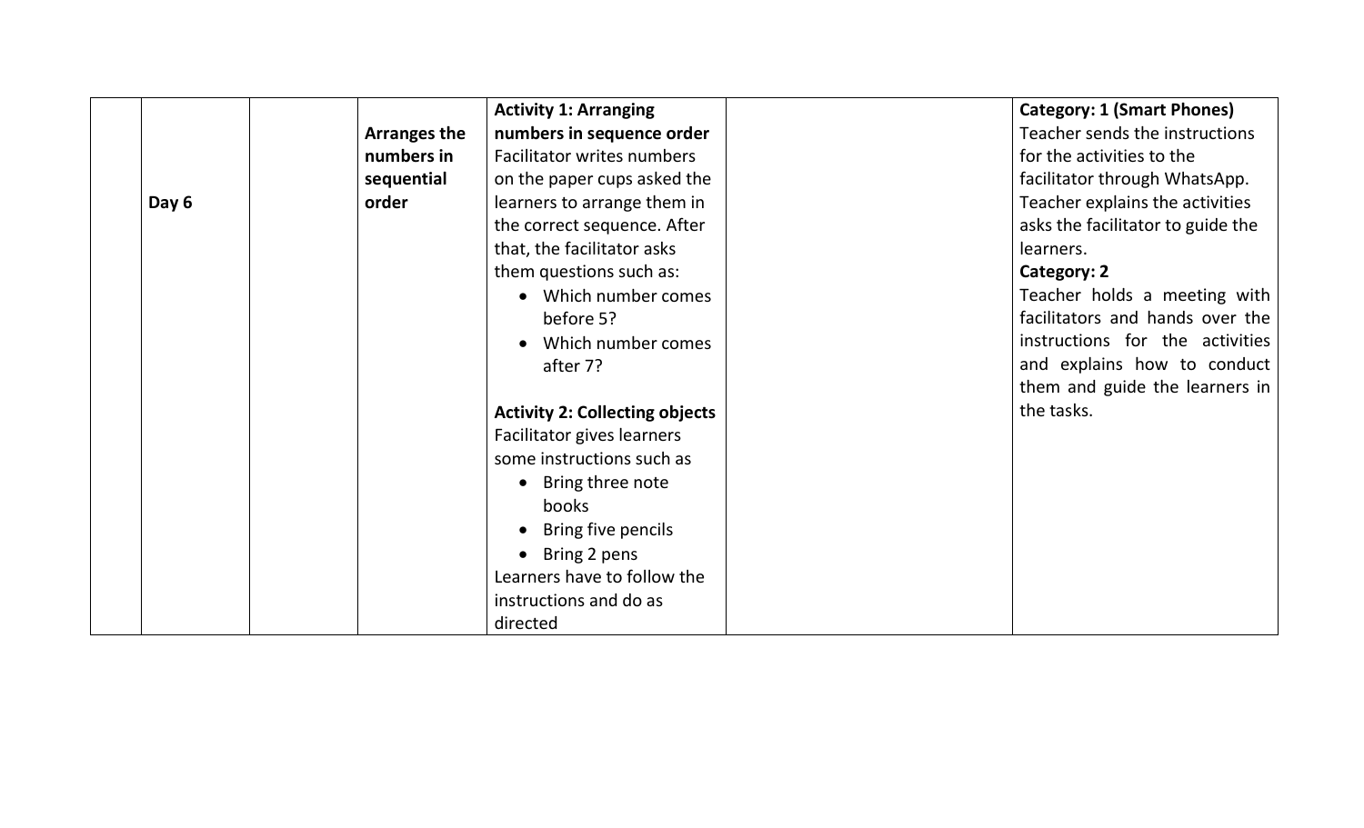|  |  |  |  |  |  |  |
|---|---|---|---|---|---|---|
|  | **Day 6** |  | **Arranges the numbers in sequential order** | **Activity 1: Arranging numbers in sequence order**<br>Facilitator writes numbers on the paper cups asked the learners to arrange them in the correct sequence. After that, the facilitator asks them questions such as:<br>• Which number comes before 5?<br>• Which number comes after 7?<br><br>**Activity 2: Collecting objects**<br>Facilitator gives learners some instructions such as<br>• Bring three note books<br>• Bring five pencils<br>• Bring 2 pens<br>Learners have to follow the instructions and do as directed |  | **Category: 1 (Smart Phones)**<br>Teacher sends the instructions for the activities to the facilitator through WhatsApp. Teacher explains the activities asks the facilitator to guide the learners.<br>**Category: 2**<br>Teacher holds a meeting with facilitators and hands over the instructions for the activities and explains how to conduct them and guide the learners in the tasks. |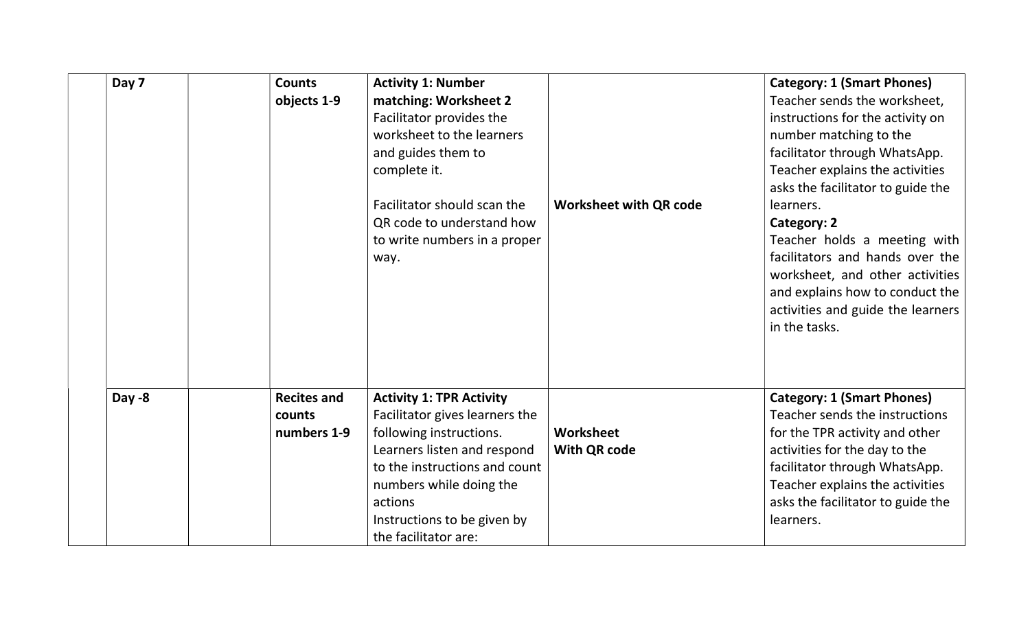|  | Day 7 |  | **Counts objects 1-9** | **Activity 1: Number matching: Worksheet 2**<br>Facilitator provides the worksheet to the learners and guides them to complete it.<br><br>Facilitator should scan the QR code to understand how to write numbers in a proper way. | **Worksheet with QR code** | **Category: 1 (Smart Phones)**<br>Teacher sends the worksheet, instructions for the activity on number matching to the facilitator through WhatsApp. Teacher explains the activities asks the facilitator to guide the learners.<br>**Category: 2**<br>Teacher holds a meeting with facilitators and hands over the worksheet, and other activities and explains how to conduct the activities and guide the learners in the tasks. |
|---|---|---|---|---|---|---|
|  | Day -8 |  | **Recites and counts numbers 1-9** | **Activity 1: TPR Activity**<br>Facilitator gives learners the following instructions. Learners listen and respond to the instructions and count numbers while doing the actions<br>Instructions to be given by the facilitator are: | **Worksheet With QR code** | **Category: 1 (Smart Phones)**<br>Teacher sends the instructions for the TPR activity and other activities for the day to the facilitator through WhatsApp. Teacher explains the activities asks the facilitator to guide the learners. |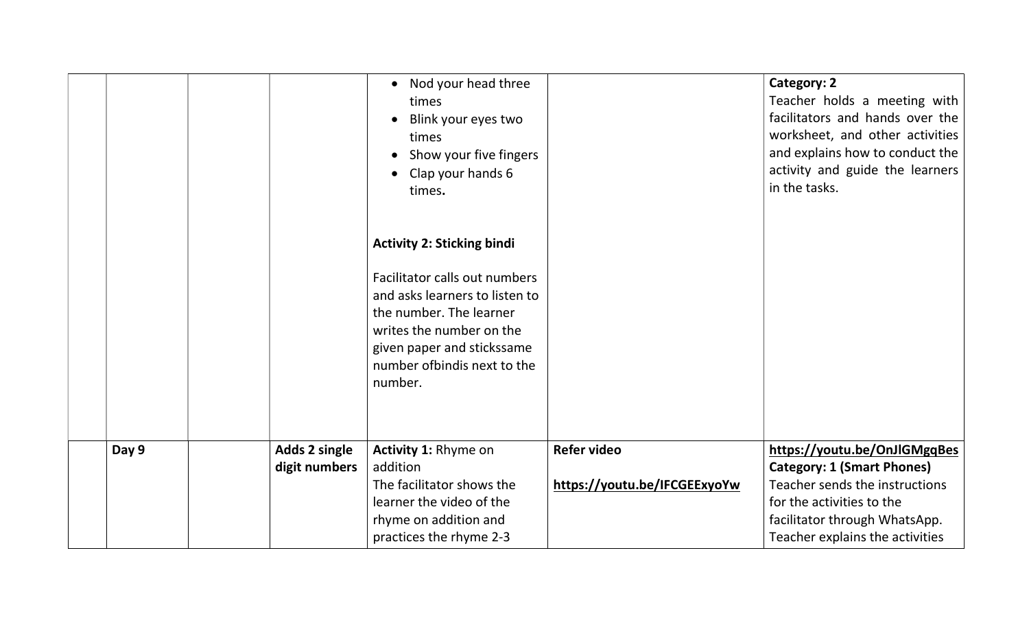|  |  |  |  |  |  |  |
|---|---|---|---|---|---|---|
|  |  |  |  | • Nod your head three times<br>• Blink your eyes two times<br>• Show your five fingers<br>• Clap your hands 6 times.<br><br>**Activity 2: Sticking bindi**<br><br>Facilitator calls out numbers and asks learners to listen to the number. The learner writes the number on the given paper and stickssame number ofbindis next to the number. |  | **Category: 2**<br>Teacher holds a meeting with facilitators and hands over the worksheet, and other activities and explains how to conduct the activity and guide the learners in the tasks. |
|  | **Day 9** |  | **Adds 2 single digit numbers** | **Activity 1:** Rhyme on addition<br>The facilitator shows the learner the video of the rhyme on addition and practices the rhyme 2-3 | **Refer video**<br><br>**https://youtu.be/IFCGEExyoYw** | **https://youtu.be/OnJlGMgqBes**<br>**Category: 1 (Smart Phones)**<br>Teacher sends the instructions for the activities to the facilitator through WhatsApp.<br>Teacher explains the activities |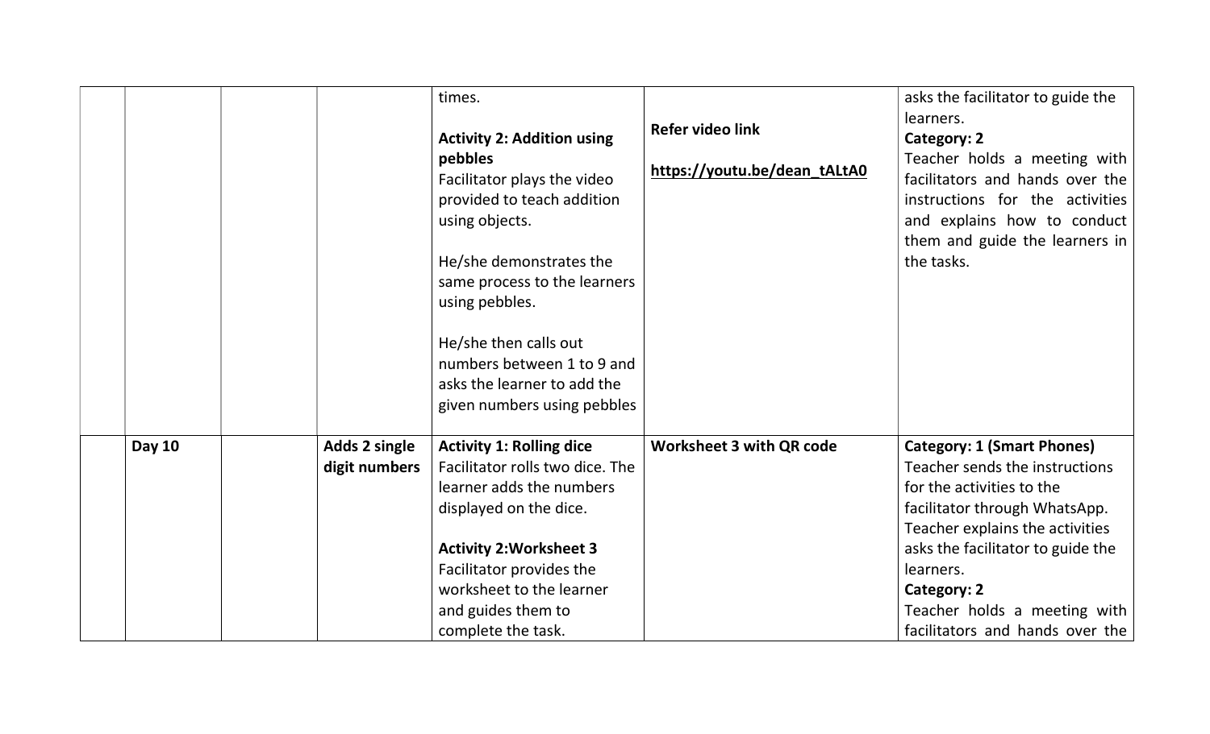| | | | | | | |
|---|---|---|---|---|---|---|
| | | | | times.<br><br>**Activity 2: Addition using pebbles**<br>Facilitator plays the video provided to teach addition using objects.<br><br>He/she demonstrates the same process to the learners using pebbles.<br><br>He/she then calls out numbers between 1 to 9 and asks the learner to add the given numbers using pebbles | **Refer video link**<br><br>**https://youtu.be/dean_tALtA0** | asks the facilitator to guide the learners.<br>**Category: 2**<br>Teacher holds a meeting with facilitators and hands over the instructions for the activities and explains how to conduct them and guide the learners in the tasks. |
| | **Day 10** | | **Adds 2 single digit numbers** | **Activity 1: Rolling dice**<br>Facilitator rolls two dice. The learner adds the numbers displayed on the dice.<br><br>**Activity 2:Worksheet 3**<br>Facilitator provides the worksheet to the learner and guides them to complete the task. | **Worksheet 3 with QR code** | **Category: 1 (Smart Phones)**<br>Teacher sends the instructions for the activities to the facilitator through WhatsApp. Teacher explains the activities asks the facilitator to guide the learners.<br>**Category: 2**<br>Teacher holds a meeting with facilitators and hands over the |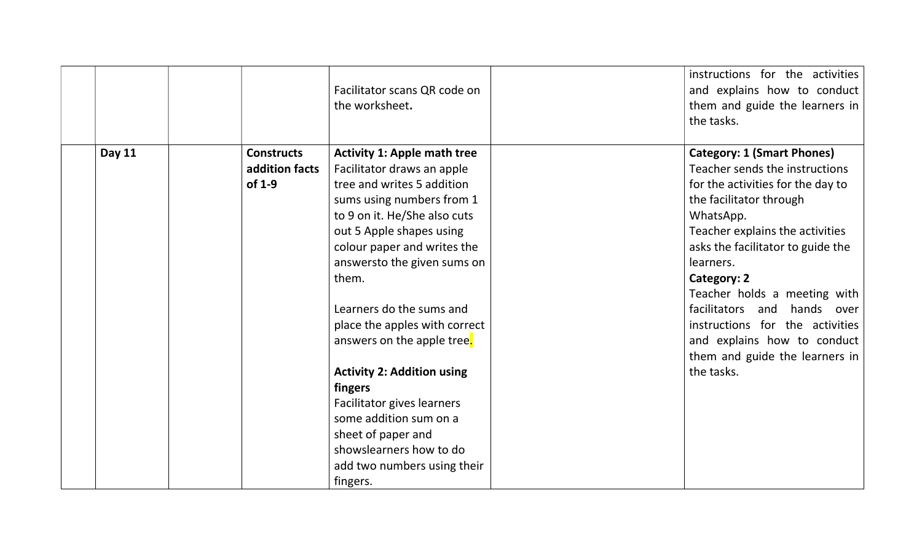|  |  |  |  |  |  |  |
|---|---|---|---|---|---|---|
|  |  |  |  | Facilitator scans QR code on the worksheet**.** |  | instructions for the activities and explains how to conduct them and guide the learners in the tasks. |
|  | **Day 11** |  | **Constructs addition facts of 1-9** | **Activity 1: Apple math tree**<br>Facilitator draws an apple tree and writes 5 addition sums using numbers from 1 to 9 on it. He/She also cuts out 5 Apple shapes using colour paper and writes the answersto the given sums on them.<br><br>Learners do the sums and place the apples with correct answers on the apple tree.<br><br>**Activity 2: Addition using fingers**<br>Facilitator gives learners some addition sum on a sheet of paper and showslearners how to do add two numbers using their fingers. |  | **Category: 1 (Smart Phones)**<br>Teacher sends the instructions for the activities for the day to the facilitator through WhatsApp.<br>Teacher explains the activities asks the facilitator to guide the learners.<br>**Category: 2**<br>Teacher holds a meeting with facilitators and hands over instructions for the activities and explains how to conduct them and guide the learners in the tasks. |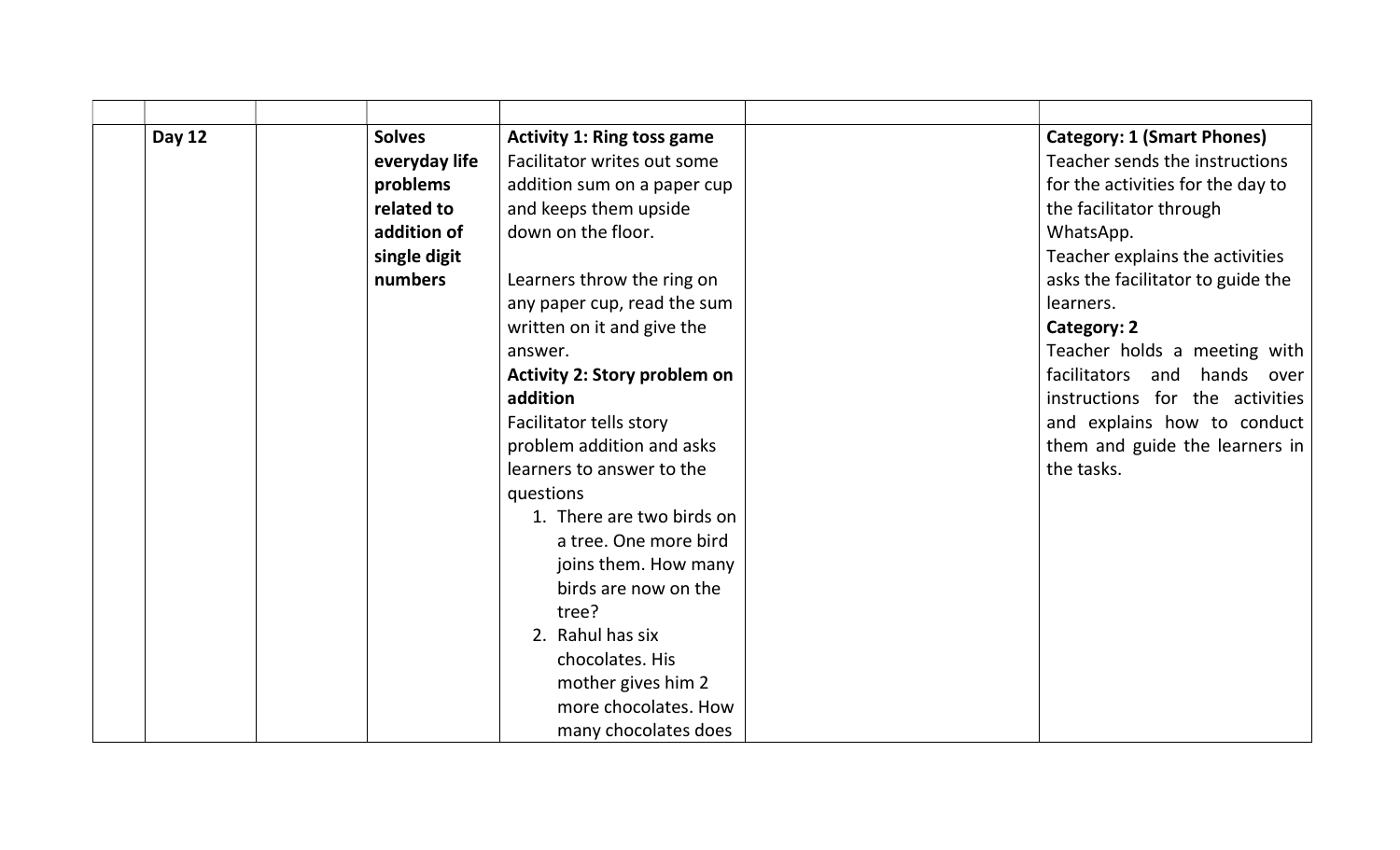| | | | | | | |
|---|---|---|---|---|---|---|
| | **Day 12** | | **Solves everyday life problems related to addition of single digit numbers** | **Activity 1: Ring toss game**<br>Facilitator writes out some addition sum on a paper cup and keeps them upside down on the floor.<br><br>Learners throw the ring on any paper cup, read the sum written on it and give the answer.<br>**Activity 2: Story problem on addition**<br>Facilitator tells story problem addition and asks learners to answer to the questions<br>1. There are two birds on a tree. One more bird joins them. How many birds are now on the tree?<br>2. Rahul has six chocolates. His mother gives him 2 more chocolates. How many chocolates does | | **Category: 1 (Smart Phones)**<br>Teacher sends the instructions for the activities for the day to the facilitator through WhatsApp.<br>Teacher explains the activities asks the facilitator to guide the learners.<br>**Category: 2**<br>Teacher holds a meeting with facilitators and hands over instructions for the activities and explains how to conduct them and guide the learners in the tasks. |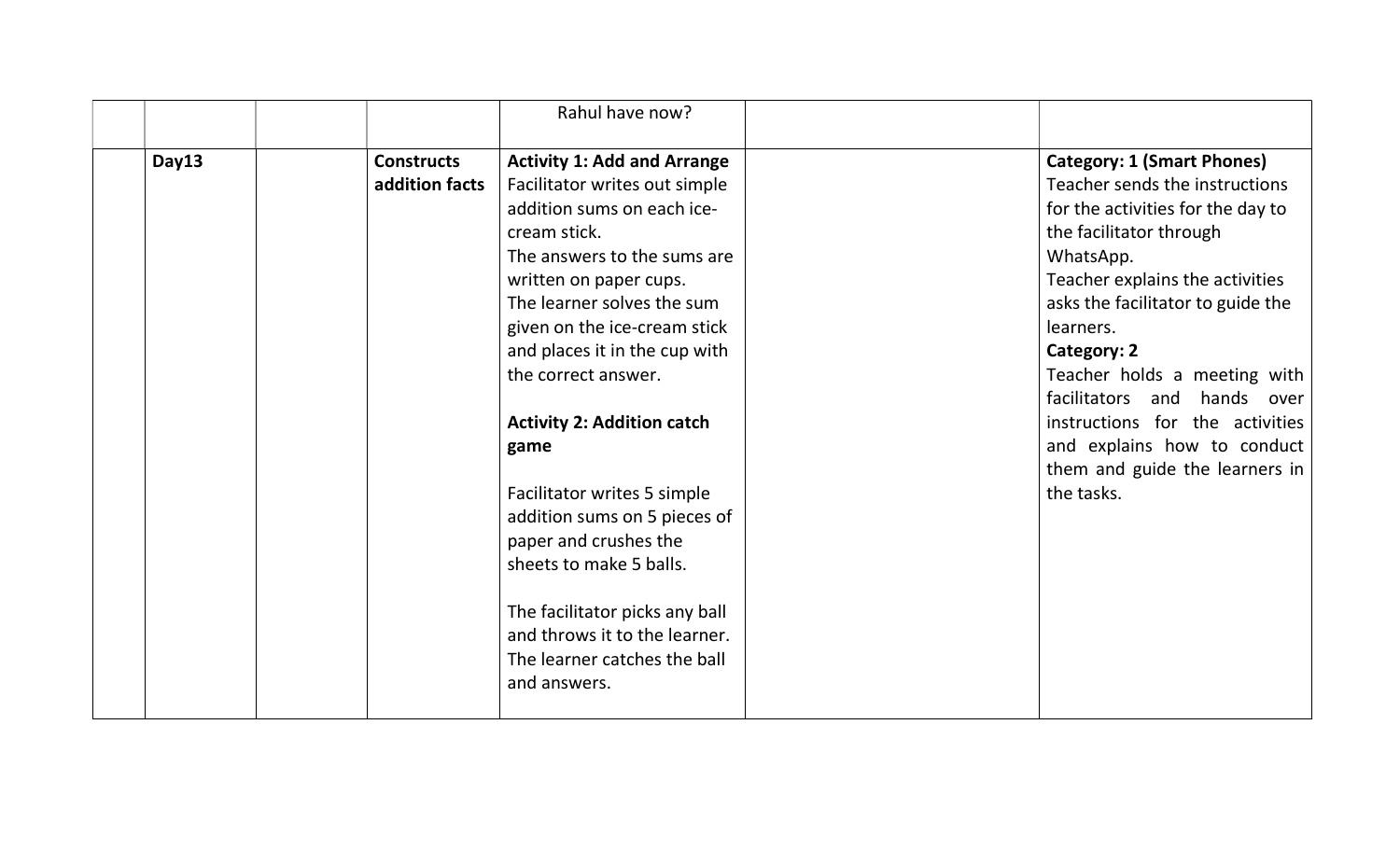|  |  |  |  |  |  |  |
|---|---|---|---|---|---|---|
|  |  |  |  | Rahul have now? |  |  |
|  | **Day13** |  | **Constructs addition facts** | **Activity 1: Add and Arrange**<br>Facilitator writes out simple addition sums on each ice-cream stick.<br>The answers to the sums are written on paper cups.<br>The learner solves the sum given on the ice-cream stick and places it in the cup with the correct answer.<br><br>**Activity 2: Addition catch game**<br><br>Facilitator writes 5 simple addition sums on 5 pieces of paper and crushes the sheets to make 5 balls.<br><br>The facilitator picks any ball and throws it to the learner. The learner catches the ball and answers. |  | **Category: 1 (Smart Phones)**<br>Teacher sends the instructions for the activities for the day to the facilitator through WhatsApp.<br>Teacher explains the activities asks the facilitator to guide the learners.<br>**Category: 2**<br>Teacher holds a meeting with facilitators and hands over instructions for the activities and explains how to conduct them and guide the learners in the tasks. |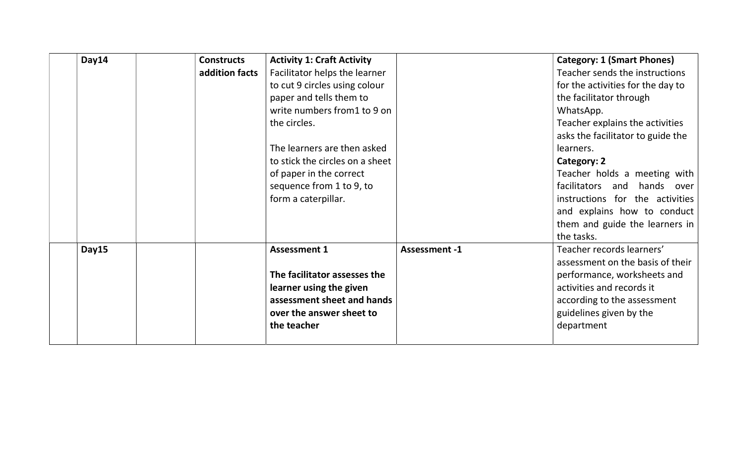| | | | | | | |
|---|---|---|---|---|---|---|
| | Day14 | | **Constructs addition facts** | **Activity 1: Craft Activity**<br>Facilitator helps the learner to cut 9 circles using colour paper and tells them to write numbers from1 to 9 on the circles.<br><br>The learners are then asked to stick the circles on a sheet of paper in the correct sequence from 1 to 9, to form a caterpillar. | | **Category: 1 (Smart Phones)**<br>Teacher sends the instructions for the activities for the day to the facilitator through WhatsApp.<br>Teacher explains the activities asks the facilitator to guide the learners.<br>**Category: 2**<br>Teacher holds a meeting with facilitators and hands over instructions for the activities and explains how to conduct them and guide the learners in the tasks. |
| | Day15 | | | **Assessment 1**<br><br>**The facilitator assesses the learner using the given assessment sheet and hands over the answer sheet to the teacher** | **Assessment -1** | Teacher records learners' assessment on the basis of their performance, worksheets and activities and records it according to the assessment guidelines given by the department |